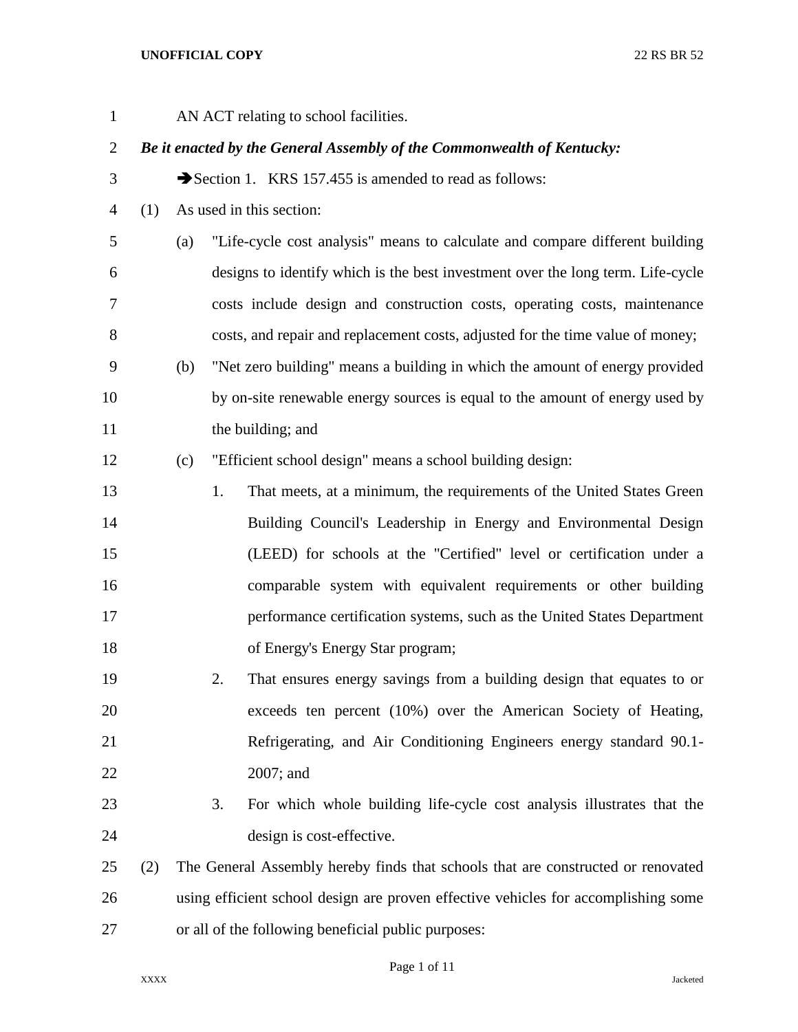AN ACT relating to school facilities.

***Be it enacted by the General Assembly of the Commonwealth of Kentucky:***

➔Section 1. KRS 157.455 is amended to read as follows:

(1) As used in this section:

(a) "Life-cycle cost analysis" means to calculate and compare different building designs to identify which is the best investment over the long term. Life-cycle costs include design and construction costs, operating costs, maintenance costs, and repair and replacement costs, adjusted for the time value of money;

(b) "Net zero building" means a building in which the amount of energy provided by on-site renewable energy sources is equal to the amount of energy used by the building; and

(c) "Efficient school design" means a school building design:

1. That meets, at a minimum, the requirements of the United States Green Building Council's Leadership in Energy and Environmental Design (LEED) for schools at the "Certified" level or certification under a comparable system with equivalent requirements or other building performance certification systems, such as the United States Department of Energy's Energy Star program;

2. That ensures energy savings from a building design that equates to or exceeds ten percent (10%) over the American Society of Heating, Refrigerating, and Air Conditioning Engineers energy standard 90.1-2007; and

3. For which whole building life-cycle cost analysis illustrates that the design is cost-effective.

(2) The General Assembly hereby finds that schools that are constructed or renovated using efficient school design are proven effective vehicles for accomplishing some or all of the following beneficial public purposes: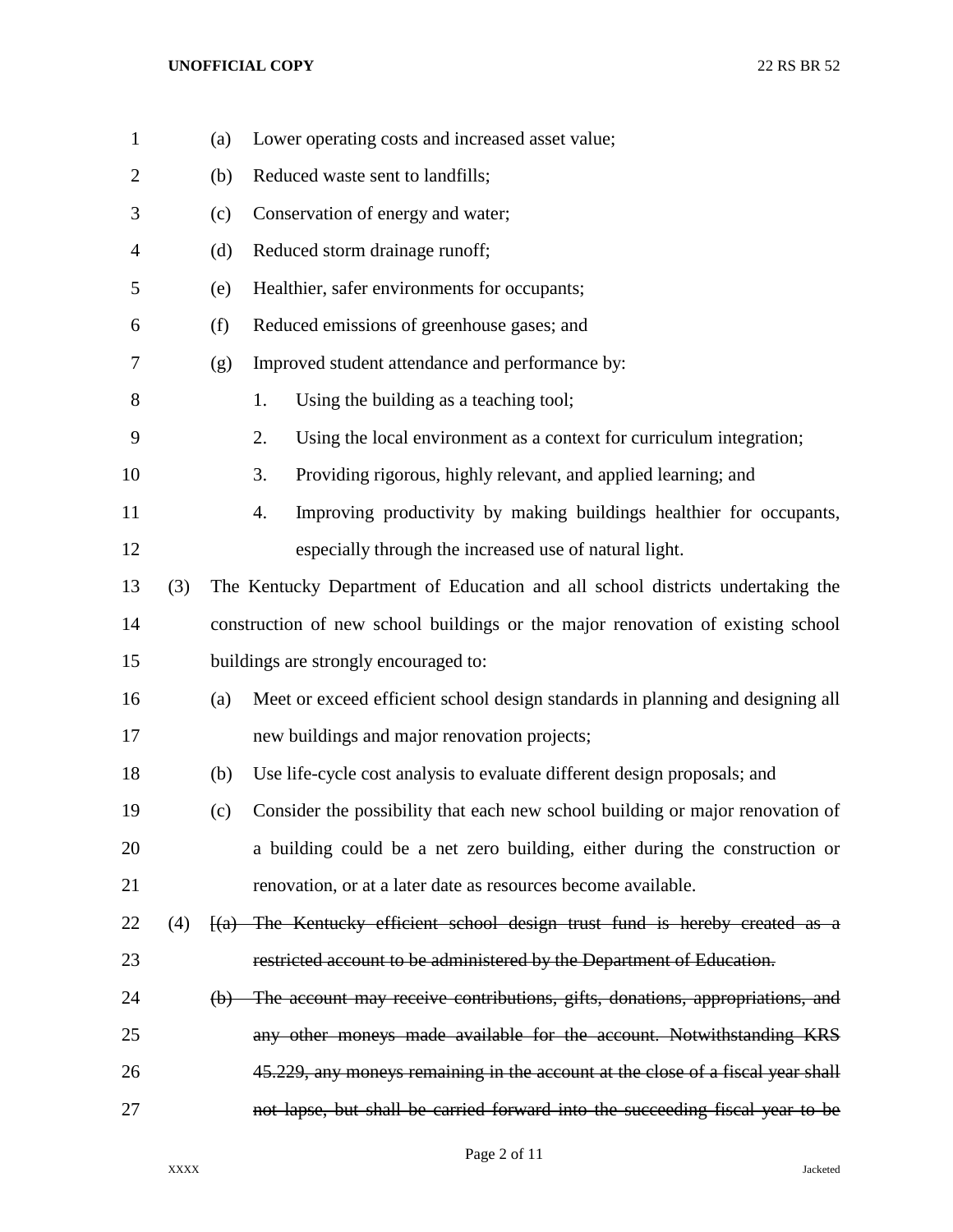(a) Lower operating costs and increased asset value;

(b) Reduced waste sent to landfills;

(c) Conservation of energy and water;

(d) Reduced storm drainage runoff;

(e) Healthier, safer environments for occupants;

(f) Reduced emissions of greenhouse gases; and

(g) Improved student attendance and performance by:

1. Using the building as a teaching tool;

2. Using the local environment as a context for curriculum integration;

3. Providing rigorous, highly relevant, and applied learning; and

4. Improving productivity by making buildings healthier for occupants, especially through the increased use of natural light.

(3) The Kentucky Department of Education and all school districts undertaking the construction of new school buildings or the major renovation of existing school buildings are strongly encouraged to:

(a) Meet or exceed efficient school design standards in planning and designing all new buildings and major renovation projects;

(b) Use life-cycle cost analysis to evaluate different design proposals; and

(c) Consider the possibility that each new school building or major renovation of a building could be a net zero building, either during the construction or renovation, or at a later date as resources become available.

(4) ~~[(a) The Kentucky efficient school design trust fund is hereby created as a restricted account to be administered by the Department of Education.~~

~~(b) The account may receive contributions, gifts, donations, appropriations, and any other moneys made available for the account. Notwithstanding KRS 45.229, any moneys remaining in the account at the close of a fiscal year shall not lapse, but shall be carried forward into the succeeding fiscal year to be~~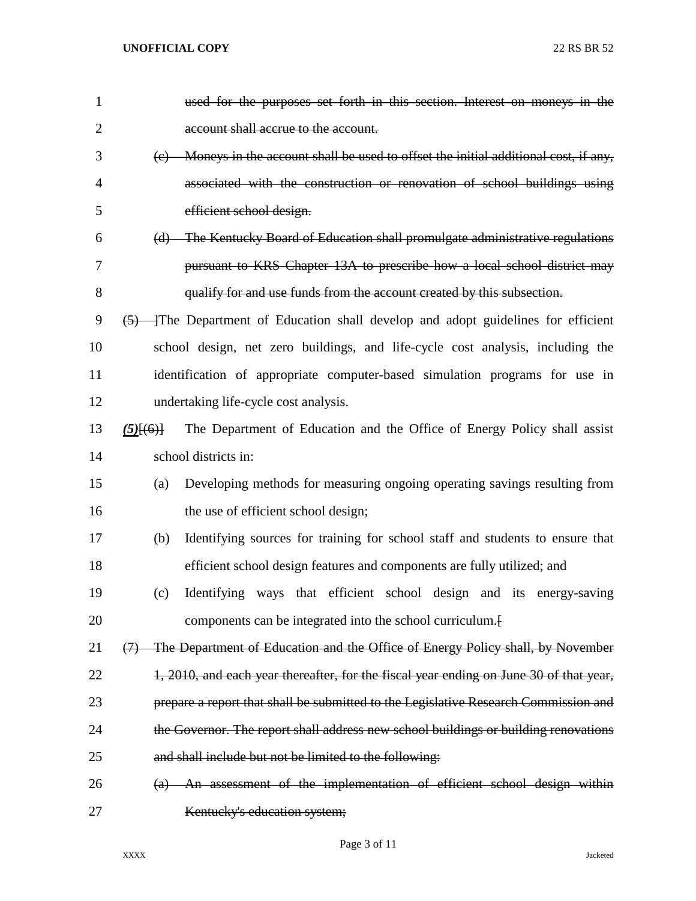~~used for the purposes set forth in this section. Interest on moneys in the account shall accrue to the account.~~

~~(c) Moneys in the account shall be used to offset the initial additional cost, if any, associated with the construction or renovation of school buildings using efficient school design.~~

~~(d) The Kentucky Board of Education shall promulgate administrative regulations pursuant to KRS Chapter 13A to prescribe how a local school district may qualify for and use funds from the account created by this subsection.~~

~~(5)~~ ]The Department of Education shall develop and adopt guidelines for efficient school design, net zero buildings, and life-cycle cost analysis, including the identification of appropriate computer-based simulation programs for use in undertaking life-cycle cost analysis.

***(5)***[(6)] The Department of Education and the Office of Energy Policy shall assist school districts in:

(a) Developing methods for measuring ongoing operating savings resulting from the use of efficient school design;

(b) Identifying sources for training for school staff and students to ensure that efficient school design features and components are fully utilized; and

(c) Identifying ways that efficient school design and its energy-saving components can be integrated into the school curriculum.[

~~(7) The Department of Education and the Office of Energy Policy shall, by November 1, 2010, and each year thereafter, for the fiscal year ending on June 30 of that year, prepare a report that shall be submitted to the Legislative Research Commission and the Governor. The report shall address new school buildings or building renovations and shall include but not be limited to the following:~~

~~(a) An assessment of the implementation of efficient school design within Kentucky's education system;~~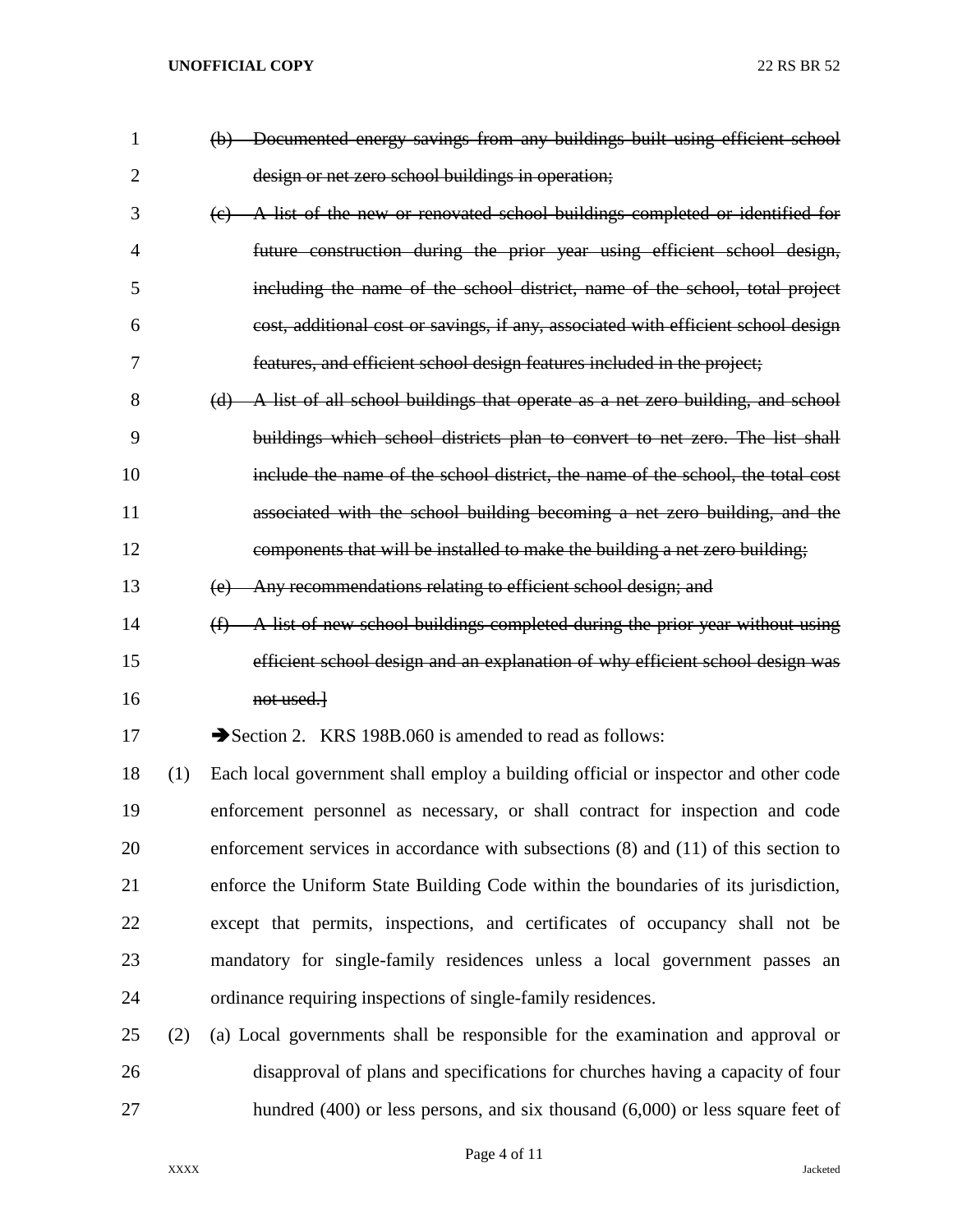~~(b) Documented energy savings from any buildings built using efficient school design or net zero school buildings in operation;~~

~~(c) A list of the new or renovated school buildings completed or identified for future construction during the prior year using efficient school design, including the name of the school district, name of the school, total project cost, additional cost or savings, if any, associated with efficient school design features, and efficient school design features included in the project;~~

~~(d) A list of all school buildings that operate as a net zero building, and school buildings which school districts plan to convert to net zero. The list shall include the name of the school district, the name of the school, the total cost associated with the school building becoming a net zero building, and the components that will be installed to make the building a net zero building;~~

~~(e) Any recommendations relating to efficient school design; and~~

~~(f) A list of new school buildings completed during the prior year without using efficient school design and an explanation of why efficient school design was not used.]~~

➔Section 2. KRS 198B.060 is amended to read as follows:

(1) Each local government shall employ a building official or inspector and other code enforcement personnel as necessary, or shall contract for inspection and code enforcement services in accordance with subsections (8) and (11) of this section to enforce the Uniform State Building Code within the boundaries of its jurisdiction, except that permits, inspections, and certificates of occupancy shall not be mandatory for single-family residences unless a local government passes an ordinance requiring inspections of single-family residences.

(2) (a) Local governments shall be responsible for the examination and approval or disapproval of plans and specifications for churches having a capacity of four hundred (400) or less persons, and six thousand (6,000) or less square feet of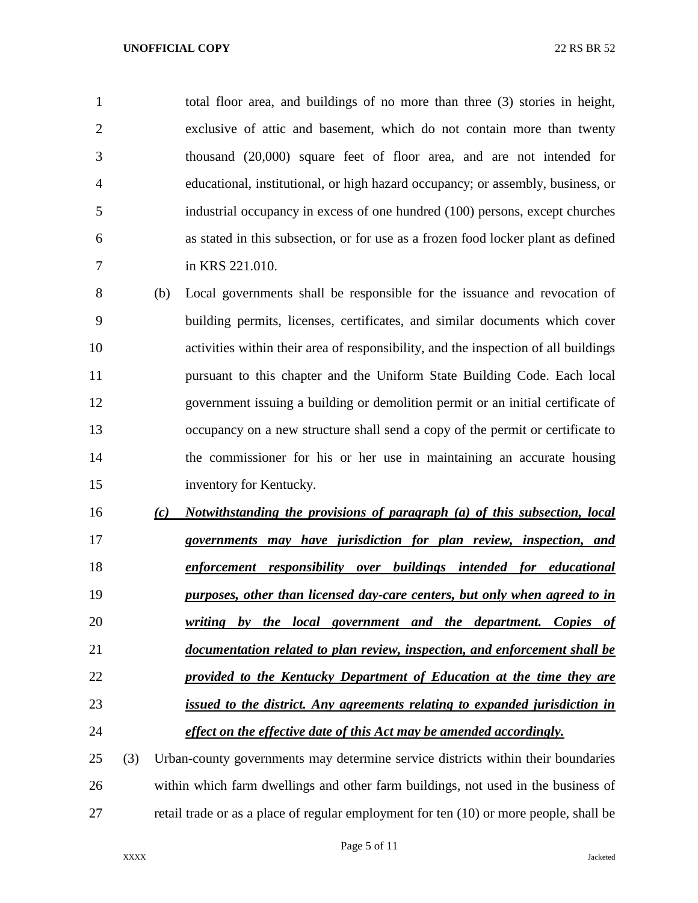total floor area, and buildings of no more than three (3) stories in height, exclusive of attic and basement, which do not contain more than twenty thousand (20,000) square feet of floor area, and are not intended for educational, institutional, or high hazard occupancy; or assembly, business, or industrial occupancy in excess of one hundred (100) persons, except churches as stated in this subsection, or for use as a frozen food locker plant as defined in KRS 221.010.

(b) Local governments shall be responsible for the issuance and revocation of building permits, licenses, certificates, and similar documents which cover activities within their area of responsibility, and the inspection of all buildings pursuant to this chapter and the Uniform State Building Code. Each local government issuing a building or demolition permit or an initial certificate of occupancy on a new structure shall send a copy of the permit or certificate to the commissioner for his or her use in maintaining an accurate housing inventory for Kentucky.

***(c) Notwithstanding the provisions of paragraph (a) of this subsection, local governments may have jurisdiction for plan review, inspection, and enforcement responsibility over buildings intended for educational purposes, other than licensed day-care centers, but only when agreed to in writing by the local government and the department. Copies of documentation related to plan review, inspection, and enforcement shall be provided to the Kentucky Department of Education at the time they are issued to the district. Any agreements relating to expanded jurisdiction in effect on the effective date of this Act may be amended accordingly.***

(3) Urban-county governments may determine service districts within their boundaries within which farm dwellings and other farm buildings, not used in the business of retail trade or as a place of regular employment for ten (10) or more people, shall be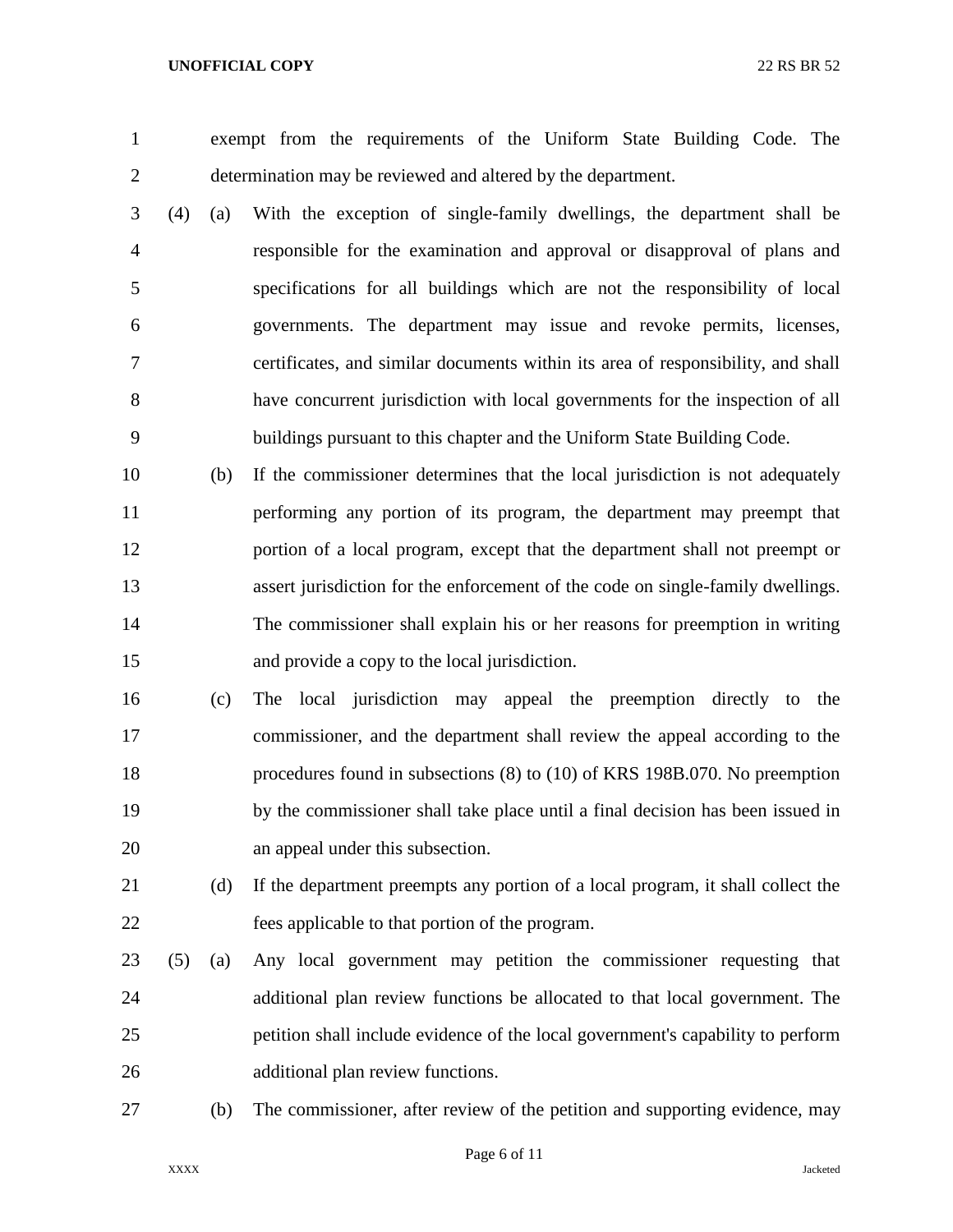exempt from the requirements of the Uniform State Building Code. The determination may be reviewed and altered by the department.

(4) (a) With the exception of single-family dwellings, the department shall be responsible for the examination and approval or disapproval of plans and specifications for all buildings which are not the responsibility of local governments. The department may issue and revoke permits, licenses, certificates, and similar documents within its area of responsibility, and shall have concurrent jurisdiction with local governments for the inspection of all buildings pursuant to this chapter and the Uniform State Building Code.

(b) If the commissioner determines that the local jurisdiction is not adequately performing any portion of its program, the department may preempt that portion of a local program, except that the department shall not preempt or assert jurisdiction for the enforcement of the code on single-family dwellings. The commissioner shall explain his or her reasons for preemption in writing and provide a copy to the local jurisdiction.

(c) The local jurisdiction may appeal the preemption directly to the commissioner, and the department shall review the appeal according to the procedures found in subsections (8) to (10) of KRS 198B.070. No preemption by the commissioner shall take place until a final decision has been issued in an appeal under this subsection.

(d) If the department preempts any portion of a local program, it shall collect the fees applicable to that portion of the program.

(5) (a) Any local government may petition the commissioner requesting that additional plan review functions be allocated to that local government. The petition shall include evidence of the local government's capability to perform additional plan review functions.

(b) The commissioner, after review of the petition and supporting evidence, may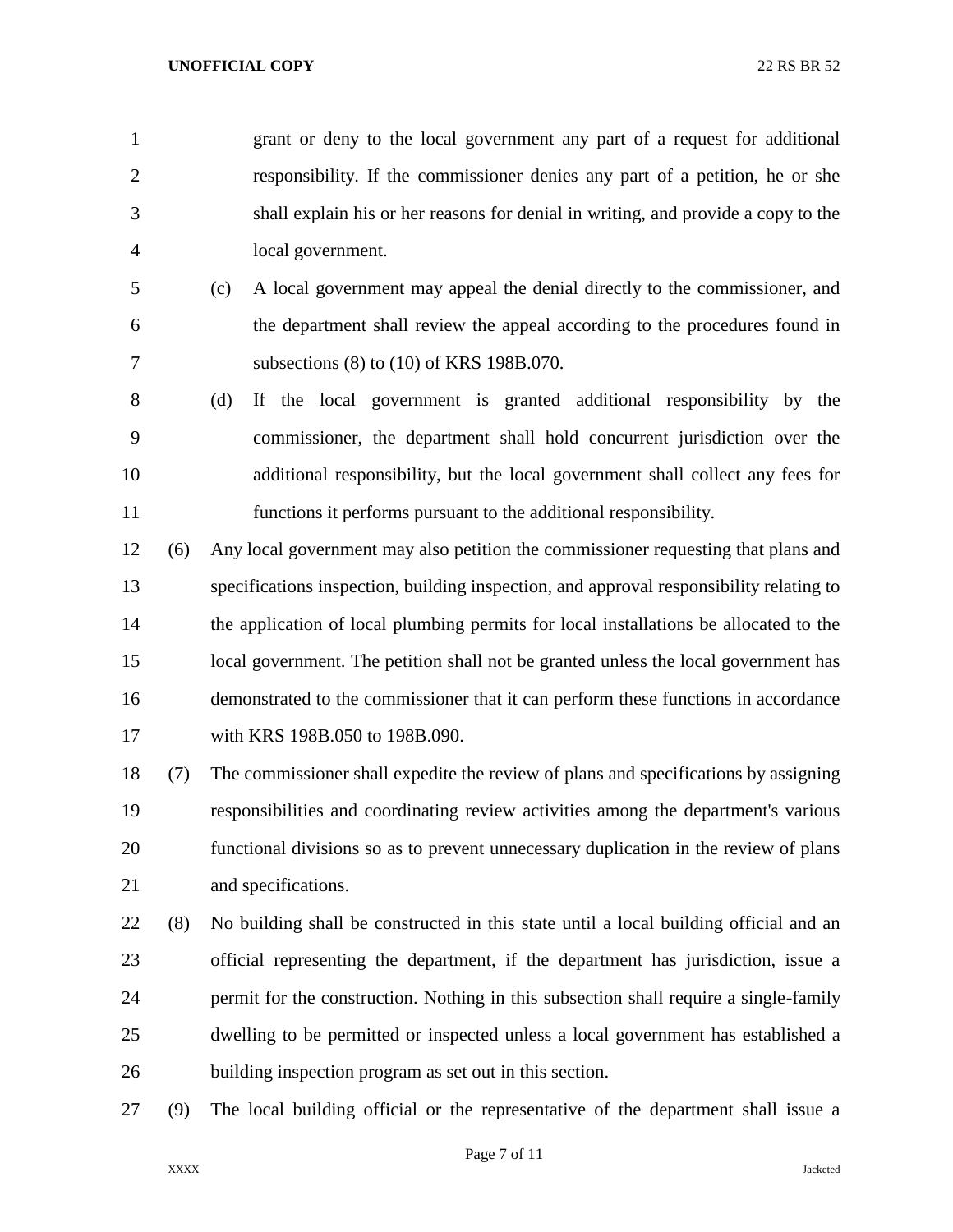grant or deny to the local government any part of a request for additional responsibility. If the commissioner denies any part of a petition, he or she shall explain his or her reasons for denial in writing, and provide a copy to the local government.

(c) A local government may appeal the denial directly to the commissioner, and the department shall review the appeal according to the procedures found in subsections (8) to (10) of KRS 198B.070.

(d) If the local government is granted additional responsibility by the commissioner, the department shall hold concurrent jurisdiction over the additional responsibility, but the local government shall collect any fees for functions it performs pursuant to the additional responsibility.

(6) Any local government may also petition the commissioner requesting that plans and specifications inspection, building inspection, and approval responsibility relating to the application of local plumbing permits for local installations be allocated to the local government. The petition shall not be granted unless the local government has demonstrated to the commissioner that it can perform these functions in accordance with KRS 198B.050 to 198B.090.

(7) The commissioner shall expedite the review of plans and specifications by assigning responsibilities and coordinating review activities among the department's various functional divisions so as to prevent unnecessary duplication in the review of plans and specifications.

(8) No building shall be constructed in this state until a local building official and an official representing the department, if the department has jurisdiction, issue a permit for the construction. Nothing in this subsection shall require a single-family dwelling to be permitted or inspected unless a local government has established a building inspection program as set out in this section.

(9) The local building official or the representative of the department shall issue a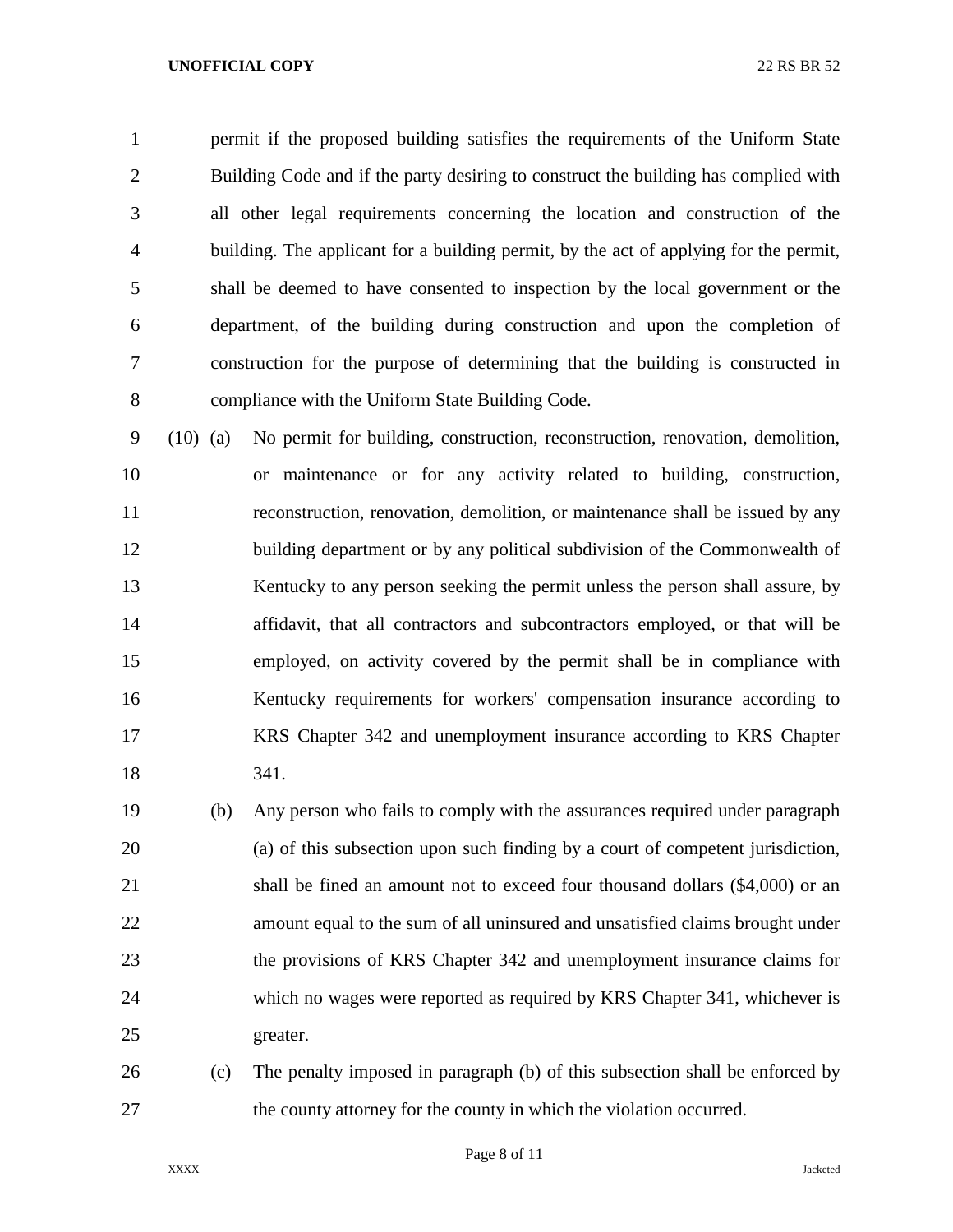permit if the proposed building satisfies the requirements of the Uniform State Building Code and if the party desiring to construct the building has complied with all other legal requirements concerning the location and construction of the building. The applicant for a building permit, by the act of applying for the permit, shall be deemed to have consented to inspection by the local government or the department, of the building during construction and upon the completion of construction for the purpose of determining that the building is constructed in compliance with the Uniform State Building Code.

(10) (a) No permit for building, construction, reconstruction, renovation, demolition, or maintenance or for any activity related to building, construction, reconstruction, renovation, demolition, or maintenance shall be issued by any building department or by any political subdivision of the Commonwealth of Kentucky to any person seeking the permit unless the person shall assure, by affidavit, that all contractors and subcontractors employed, or that will be employed, on activity covered by the permit shall be in compliance with Kentucky requirements for workers' compensation insurance according to KRS Chapter 342 and unemployment insurance according to KRS Chapter 341.

(b) Any person who fails to comply with the assurances required under paragraph (a) of this subsection upon such finding by a court of competent jurisdiction, shall be fined an amount not to exceed four thousand dollars ($4,000) or an amount equal to the sum of all uninsured and unsatisfied claims brought under the provisions of KRS Chapter 342 and unemployment insurance claims for which no wages were reported as required by KRS Chapter 341, whichever is greater.

(c) The penalty imposed in paragraph (b) of this subsection shall be enforced by the county attorney for the county in which the violation occurred.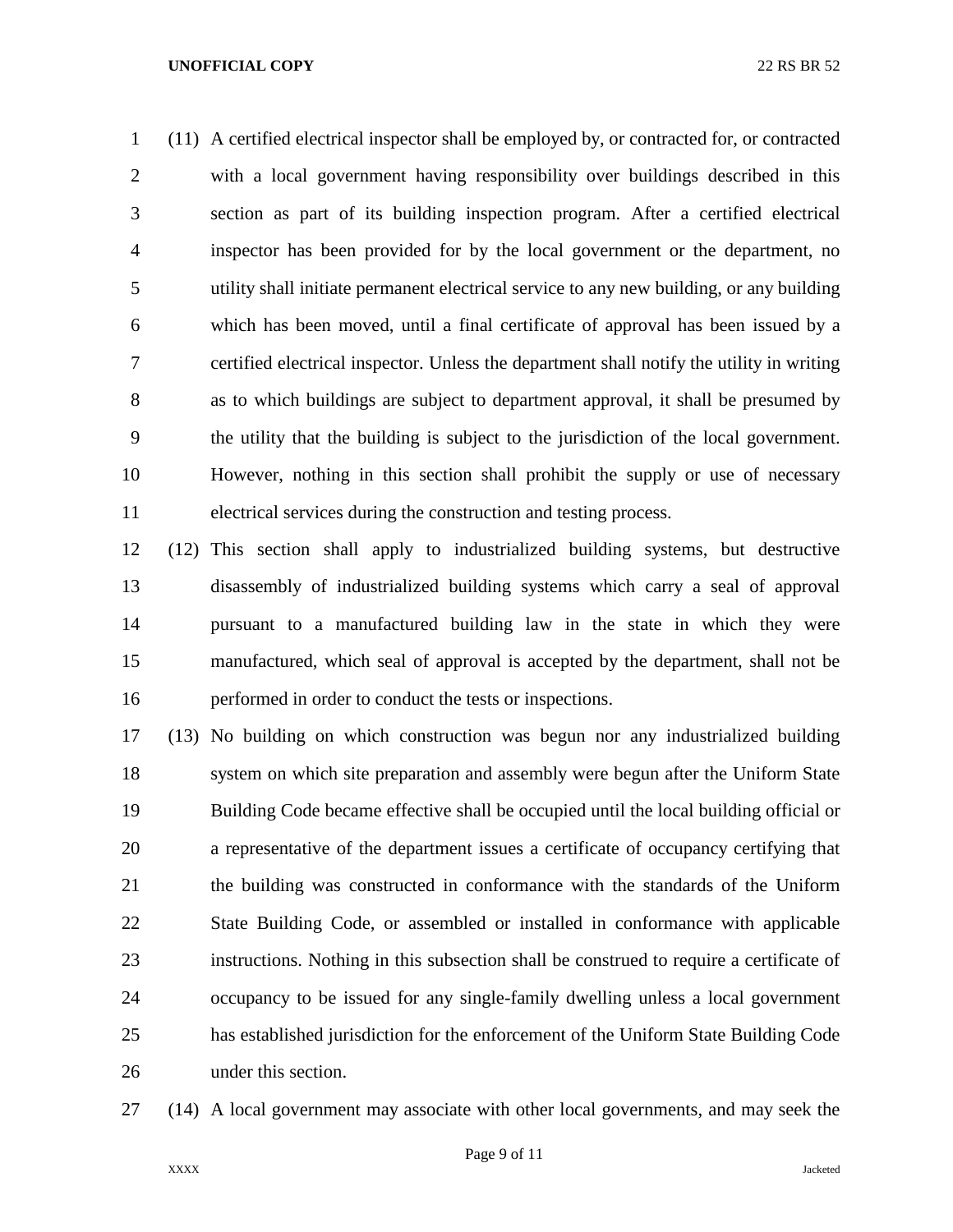(11) A certified electrical inspector shall be employed by, or contracted for, or contracted with a local government having responsibility over buildings described in this section as part of its building inspection program. After a certified electrical inspector has been provided for by the local government or the department, no utility shall initiate permanent electrical service to any new building, or any building which has been moved, until a final certificate of approval has been issued by a certified electrical inspector. Unless the department shall notify the utility in writing as to which buildings are subject to department approval, it shall be presumed by the utility that the building is subject to the jurisdiction of the local government. However, nothing in this section shall prohibit the supply or use of necessary electrical services during the construction and testing process.

(12) This section shall apply to industrialized building systems, but destructive disassembly of industrialized building systems which carry a seal of approval pursuant to a manufactured building law in the state in which they were manufactured, which seal of approval is accepted by the department, shall not be performed in order to conduct the tests or inspections.

(13) No building on which construction was begun nor any industrialized building system on which site preparation and assembly were begun after the Uniform State Building Code became effective shall be occupied until the local building official or a representative of the department issues a certificate of occupancy certifying that the building was constructed in conformance with the standards of the Uniform State Building Code, or assembled or installed in conformance with applicable instructions. Nothing in this subsection shall be construed to require a certificate of occupancy to be issued for any single-family dwelling unless a local government has established jurisdiction for the enforcement of the Uniform State Building Code under this section.

(14) A local government may associate with other local governments, and may seek the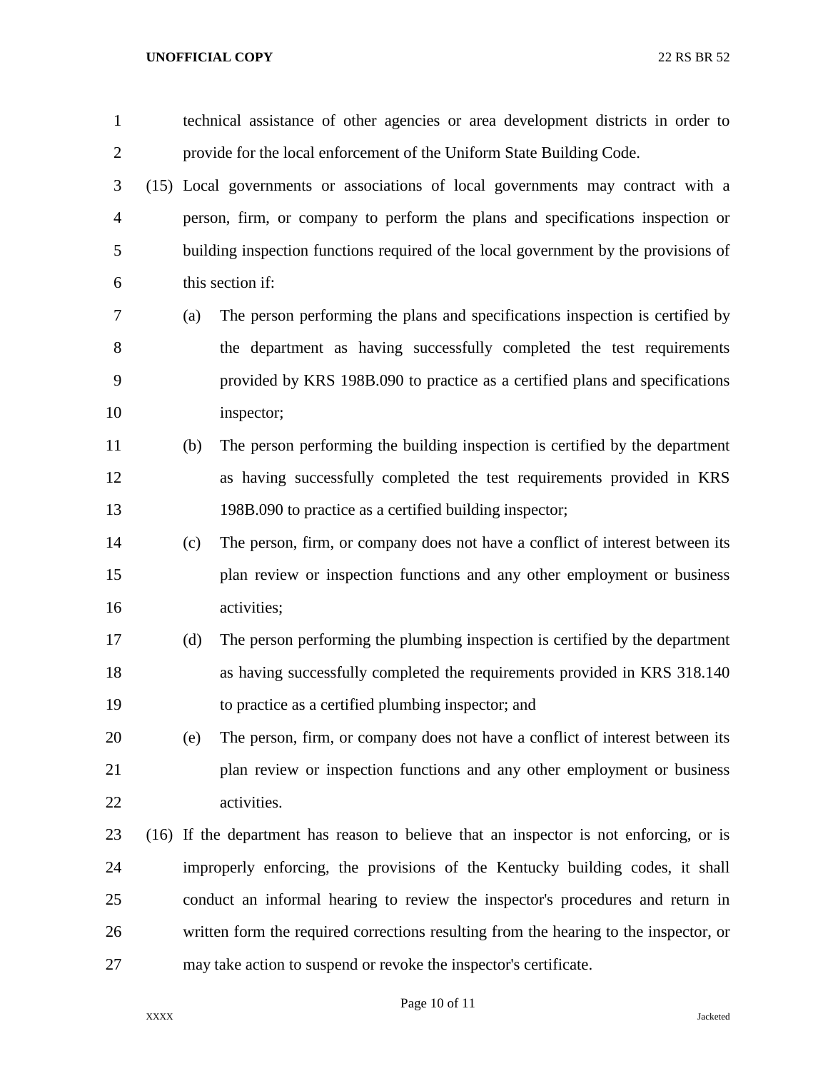technical assistance of other agencies or area development districts in order to provide for the local enforcement of the Uniform State Building Code.

(15) Local governments or associations of local governments may contract with a person, firm, or company to perform the plans and specifications inspection or building inspection functions required of the local government by the provisions of this section if:

(a) The person performing the plans and specifications inspection is certified by the department as having successfully completed the test requirements provided by KRS 198B.090 to practice as a certified plans and specifications inspector;

(b) The person performing the building inspection is certified by the department as having successfully completed the test requirements provided in KRS 198B.090 to practice as a certified building inspector;

(c) The person, firm, or company does not have a conflict of interest between its plan review or inspection functions and any other employment or business activities;

(d) The person performing the plumbing inspection is certified by the department as having successfully completed the requirements provided in KRS 318.140 to practice as a certified plumbing inspector; and

(e) The person, firm, or company does not have a conflict of interest between its plan review or inspection functions and any other employment or business activities.

(16) If the department has reason to believe that an inspector is not enforcing, or is improperly enforcing, the provisions of the Kentucky building codes, it shall conduct an informal hearing to review the inspector's procedures and return in written form the required corrections resulting from the hearing to the inspector, or may take action to suspend or revoke the inspector's certificate.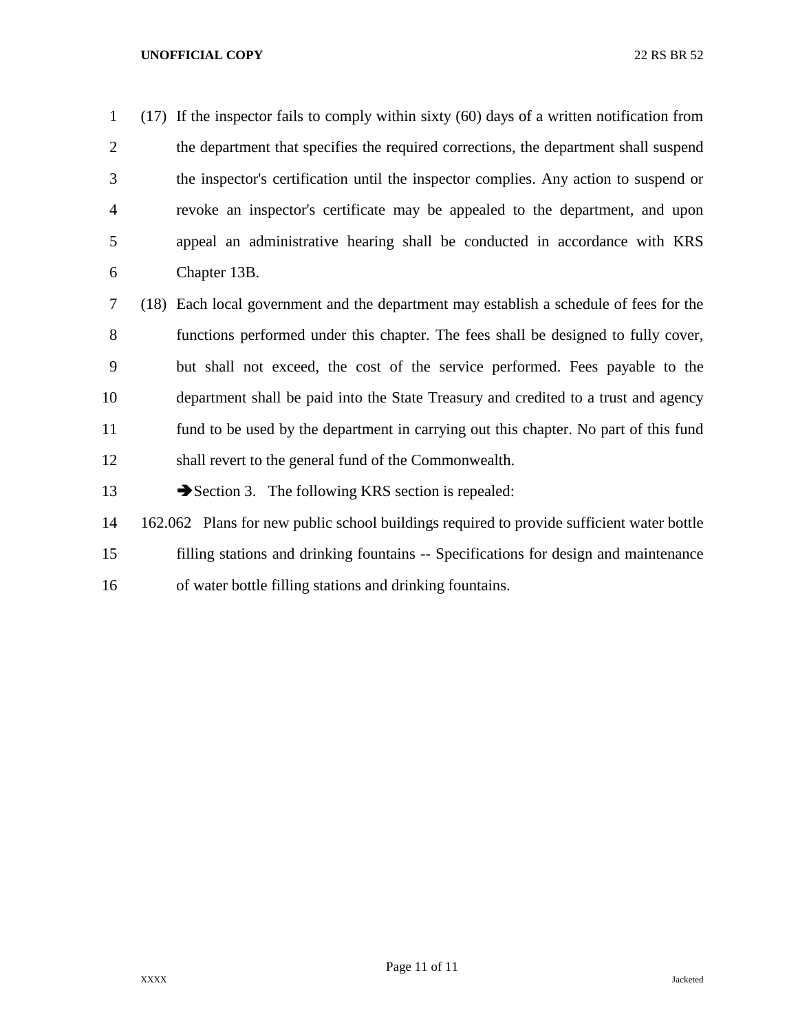(17) If the inspector fails to comply within sixty (60) days of a written notification from the department that specifies the required corrections, the department shall suspend the inspector's certification until the inspector complies. Any action to suspend or revoke an inspector's certificate may be appealed to the department, and upon appeal an administrative hearing shall be conducted in accordance with KRS Chapter 13B.

(18) Each local government and the department may establish a schedule of fees for the functions performed under this chapter. The fees shall be designed to fully cover, but shall not exceed, the cost of the service performed. Fees payable to the department shall be paid into the State Treasury and credited to a trust and agency fund to be used by the department in carrying out this chapter. No part of this fund shall revert to the general fund of the Commonwealth.

➔Section 3. The following KRS section is repealed:

162.062 Plans for new public school buildings required to provide sufficient water bottle filling stations and drinking fountains -- Specifications for design and maintenance of water bottle filling stations and drinking fountains.